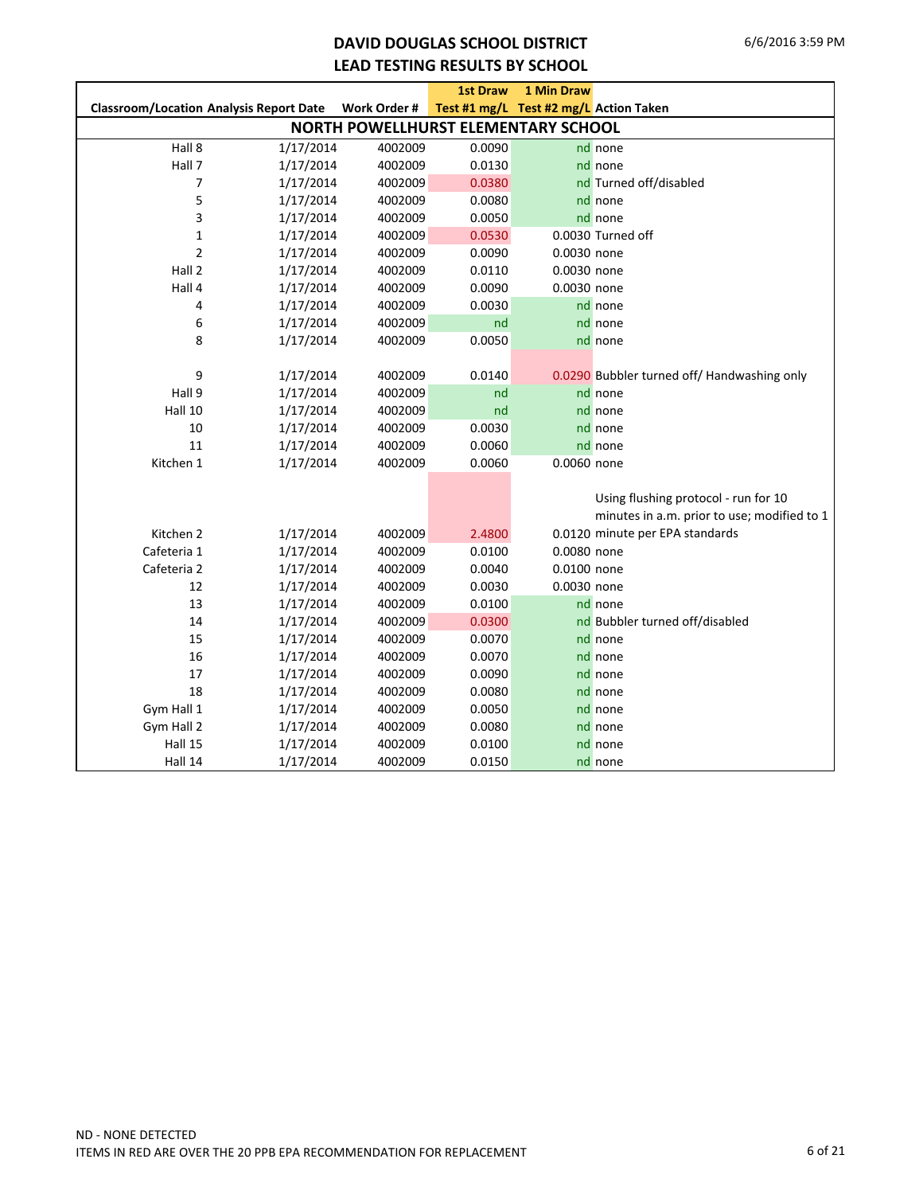# DAVID DOUGLAS SCHOOL DISTRICT
# LEAD TESTING RESULTS BY SCHOOL

| Classroom/Location | Analysis Report Date | Work Order # | 1st Draw Test #1 mg/L | 1 Min Draw Test #2 mg/L | Action Taken |
|---|---|---|---|---|---|
| **NORTH POWELLHURST ELEMENTARY SCHOOL** | | | | | |
| Hall 8 | 1/17/2014 | 4002009 | 0.0090 | nd | none |
| Hall 7 | 1/17/2014 | 4002009 | 0.0130 | nd | none |
| 7 | 1/17/2014 | 4002009 | 0.0380 | nd | Turned off/disabled |
| 5 | 1/17/2014 | 4002009 | 0.0080 | nd | none |
| 3 | 1/17/2014 | 4002009 | 0.0050 | nd | none |
| 1 | 1/17/2014 | 4002009 | 0.0530 | 0.0030 | Turned off |
| 2 | 1/17/2014 | 4002009 | 0.0090 | 0.0030 | none |
| Hall 2 | 1/17/2014 | 4002009 | 0.0110 | 0.0030 | none |
| Hall 4 | 1/17/2014 | 4002009 | 0.0090 | 0.0030 | none |
| 4 | 1/17/2014 | 4002009 | 0.0030 | nd | none |
| 6 | 1/17/2014 | 4002009 | nd | nd | none |
| 8 | 1/17/2014 | 4002009 | 0.0050 | nd | none |
| 9 | 1/17/2014 | 4002009 | 0.0140 | 0.0290 | Bubbler turned off/ Handwashing only |
| Hall 9 | 1/17/2014 | 4002009 | nd | nd | none |
| Hall 10 | 1/17/2014 | 4002009 | nd | nd | none |
| 10 | 1/17/2014 | 4002009 | 0.0030 | nd | none |
| 11 | 1/17/2014 | 4002009 | 0.0060 | nd | none |
| Kitchen 1 | 1/17/2014 | 4002009 | 0.0060 | 0.0060 | none |
| Kitchen 2 | 1/17/2014 | 4002009 | 2.4800 | 0.0120 | Using flushing protocol - run for 10 minutes in a.m. prior to use; modified to 1 minute per EPA standards |
| Cafeteria 1 | 1/17/2014 | 4002009 | 0.0100 | 0.0080 | none |
| Cafeteria 2 | 1/17/2014 | 4002009 | 0.0040 | 0.0100 | none |
| 12 | 1/17/2014 | 4002009 | 0.0030 | 0.0030 | none |
| 13 | 1/17/2014 | 4002009 | 0.0100 | nd | none |
| 14 | 1/17/2014 | 4002009 | 0.0300 | nd | Bubbler turned off/disabled |
| 15 | 1/17/2014 | 4002009 | 0.0070 | nd | none |
| 16 | 1/17/2014 | 4002009 | 0.0070 | nd | none |
| 17 | 1/17/2014 | 4002009 | 0.0090 | nd | none |
| 18 | 1/17/2014 | 4002009 | 0.0080 | nd | none |
| Gym Hall 1 | 1/17/2014 | 4002009 | 0.0050 | nd | none |
| Gym Hall 2 | 1/17/2014 | 4002009 | 0.0080 | nd | none |
| Hall 15 | 1/17/2014 | 4002009 | 0.0100 | nd | none |
| Hall 14 | 1/17/2014 | 4002009 | 0.0150 | nd | none |

ND - NONE DETECTED

ITEMS IN RED ARE OVER THE 20 PPB EPA RECOMMENDATION FOR REPLACEMENT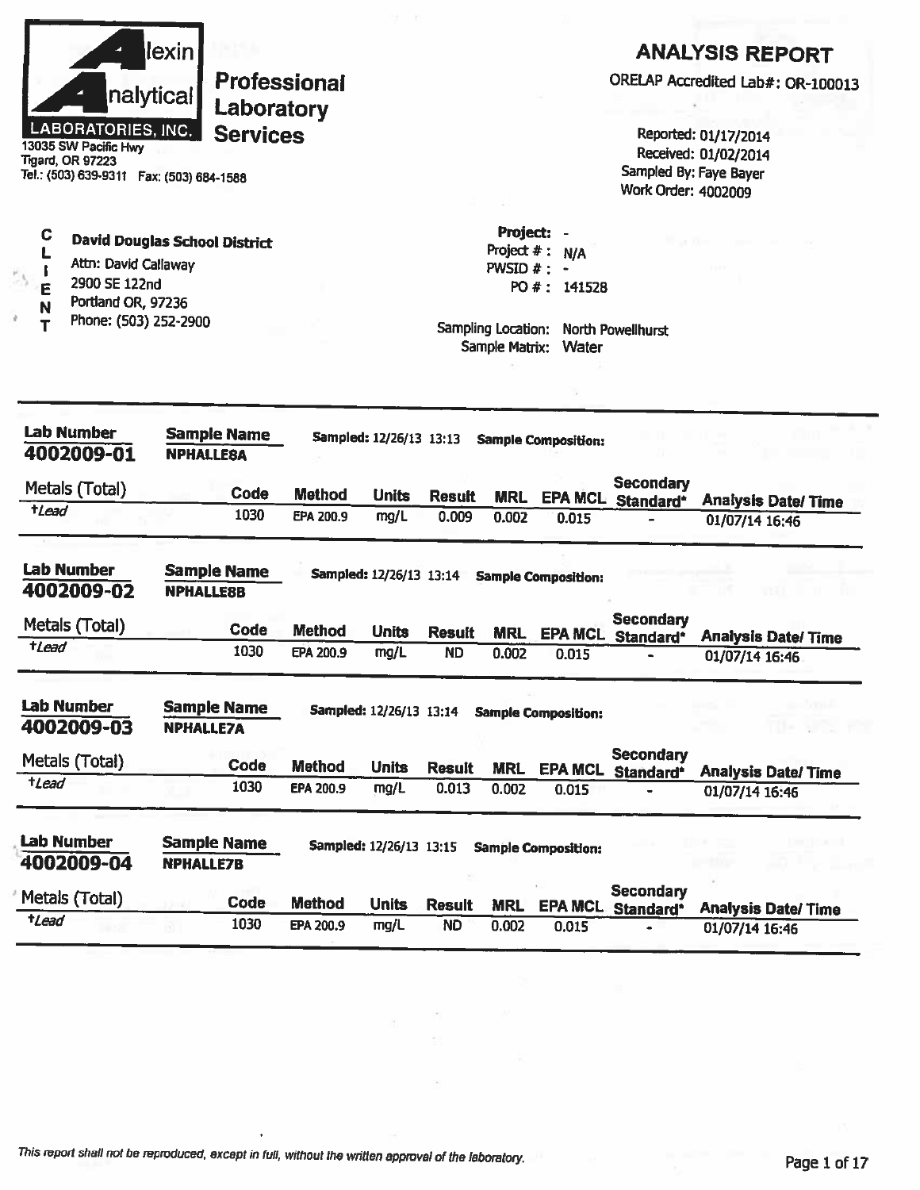**Alexin Analytical Laboratories, Inc.**
13035 SW Pacific Hwy
Tigard, OR 97223
Tel.: (503) 639-9311 Fax: (503) 684-1588

**Professional Laboratory Services**

# ANALYSIS REPORT

ORELAP Accredited Lab#: OR-100013

Reported: 01/17/2014
Received: 01/02/2014
Sampled By: Faye Bayer
Work Order: 4002009

**CLIENT**

**David Douglas School District**
Attn: David Callaway
2900 SE 122nd
Portland OR, 97236
Phone: (503) 252-2900

**Project:** -
Project # : N/A
PWSID # : -
PO # : 141528

Sampling Location: North Powellhurst
Sample Matrix: Water

---

**Lab Number** 4002009-01 | **Sample Name** NPHALLE8A | **Sampled:** 12/26/13 13:13 | **Sample Composition:**

| Metals (Total) | Code | Method | Units | Result | MRL | EPA MCL | Secondary Standard* | Analysis Date/ Time |
|---|---|---|---|---|---|---|---|---|
| †Lead | 1030 | EPA 200.9 | mg/L | 0.009 | 0.002 | 0.015 | - | 01/07/14 16:46 |

**Lab Number** 4002009-02 | **Sample Name** NPHALLE8B | **Sampled:** 12/26/13 13:14 | **Sample Composition:**

| Metals (Total) | Code | Method | Units | Result | MRL | EPA MCL | Secondary Standard* | Analysis Date/ Time |
|---|---|---|---|---|---|---|---|---|
| †Lead | 1030 | EPA 200.9 | mg/L | ND | 0.002 | 0.015 | - | 01/07/14 16:46 |

**Lab Number** 4002009-03 | **Sample Name** NPHALLE7A | **Sampled:** 12/26/13 13:14 | **Sample Composition:**

| Metals (Total) | Code | Method | Units | Result | MRL | EPA MCL | Secondary Standard* | Analysis Date/ Time |
|---|---|---|---|---|---|---|---|---|
| †Lead | 1030 | EPA 200.9 | mg/L | 0.013 | 0.002 | 0.015 | - | 01/07/14 16:46 |

**Lab Number** 4002009-04 | **Sample Name** NPHALLE7B | **Sampled:** 12/26/13 13:15 | **Sample Composition:**

| Metals (Total) | Code | Method | Units | Result | MRL | EPA MCL | Secondary Standard* | Analysis Date/ Time |
|---|---|---|---|---|---|---|---|---|
| †Lead | 1030 | EPA 200.9 | mg/L | ND | 0.002 | 0.015 | - | 01/07/14 16:46 |

*This report shall not be reproduced, except in full, without the written approval of the laboratory.*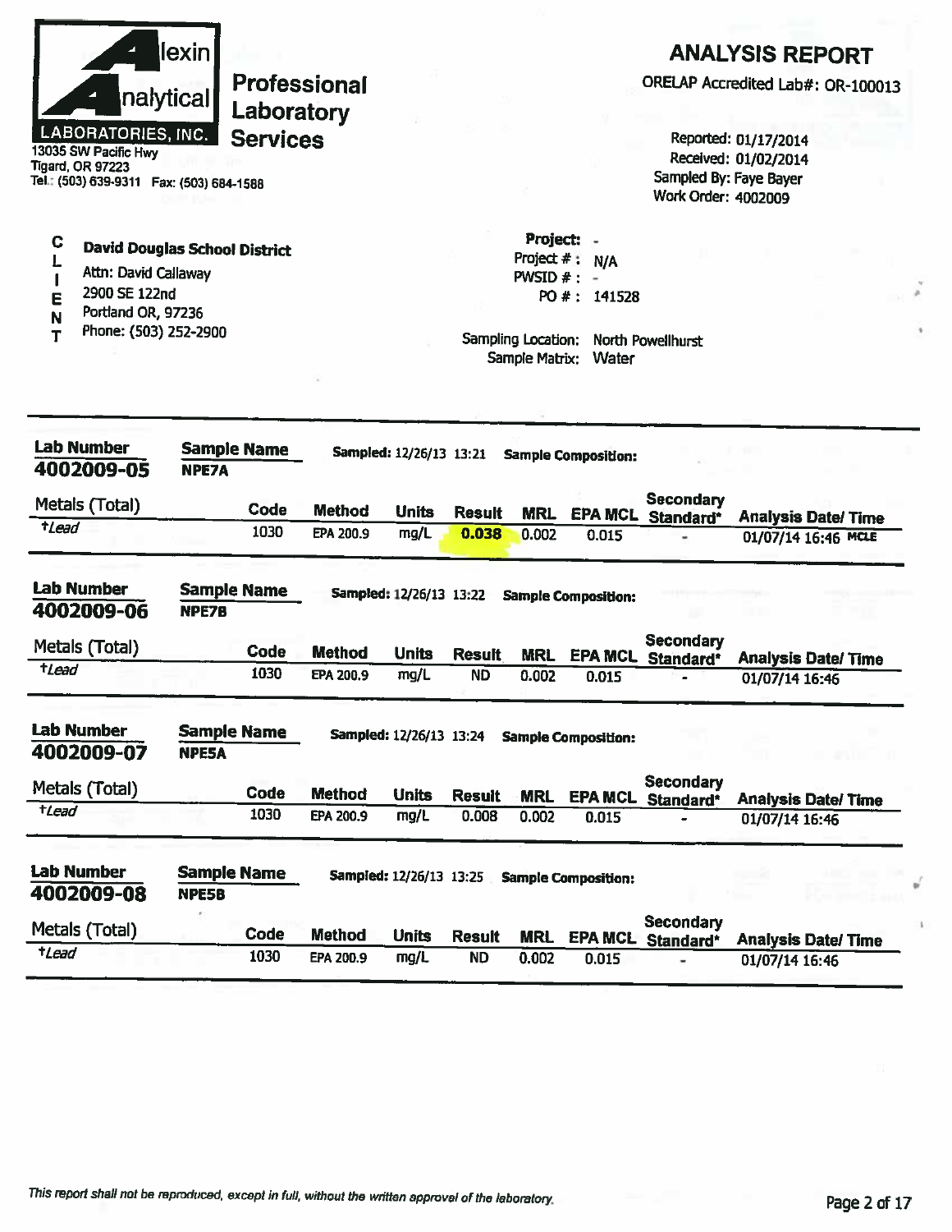# Alexin Analytical Laboratories, Inc.

## Professional Laboratory Services

13035 SW Pacific Hwy
Tigard, OR 97223
Tel.: (503) 639-9311 Fax: (503) 684-1588

# ANALYSIS REPORT

ORELAP Accredited Lab#: OR-100013

Reported: 01/17/2014
Received: 01/02/2014
Sampled By: Faye Bayer
Work Order: 4002009

**CLIENT**

**David Douglas School District**
Attn: David Callaway
2900 SE 122nd
Portland OR, 97236
Phone: (503) 252-2900

**Project:** -
Project # : N/A
PWSID # : -
PO # : 141528

Sampling Location: North Powellhurst
Sample Matrix: Water

---

**Lab Number** 4002009-05 | **Sample Name** NPE7A | **Sampled:** 12/26/13 13:21 | **Sample Composition:**

| Metals (Total) | Code | Method | Units | Result | MRL | EPA MCL | Secondary Standard* | Analysis Date/ Time |
|---|---|---|---|---|---|---|---|---|
| †Lead | 1030 | EPA 200.9 | mg/L | **0.038** | 0.002 | 0.015 | - | 01/07/14 16:46 MCLE |

**Lab Number** 4002009-06 | **Sample Name** NPE7B | **Sampled:** 12/26/13 13:22 | **Sample Composition:**

| Metals (Total) | Code | Method | Units | Result | MRL | EPA MCL | Secondary Standard* | Analysis Date/ Time |
|---|---|---|---|---|---|---|---|---|
| †Lead | 1030 | EPA 200.9 | mg/L | ND | 0.002 | 0.015 | - | 01/07/14 16:46 |

**Lab Number** 4002009-07 | **Sample Name** NPE5A | **Sampled:** 12/26/13 13:24 | **Sample Composition:**

| Metals (Total) | Code | Method | Units | Result | MRL | EPA MCL | Secondary Standard* | Analysis Date/ Time |
|---|---|---|---|---|---|---|---|---|
| †Lead | 1030 | EPA 200.9 | mg/L | 0.008 | 0.002 | 0.015 | - | 01/07/14 16:46 |

**Lab Number** 4002009-08 | **Sample Name** NPE5B | **Sampled:** 12/26/13 13:25 | **Sample Composition:**

| Metals (Total) | Code | Method | Units | Result | MRL | EPA MCL | Secondary Standard* | Analysis Date/ Time |
|---|---|---|---|---|---|---|---|---|
| †Lead | 1030 | EPA 200.9 | mg/L | ND | 0.002 | 0.015 | - | 01/07/14 16:46 |

*This report shall not be reproduced, except in full, without the written approval of the laboratory.*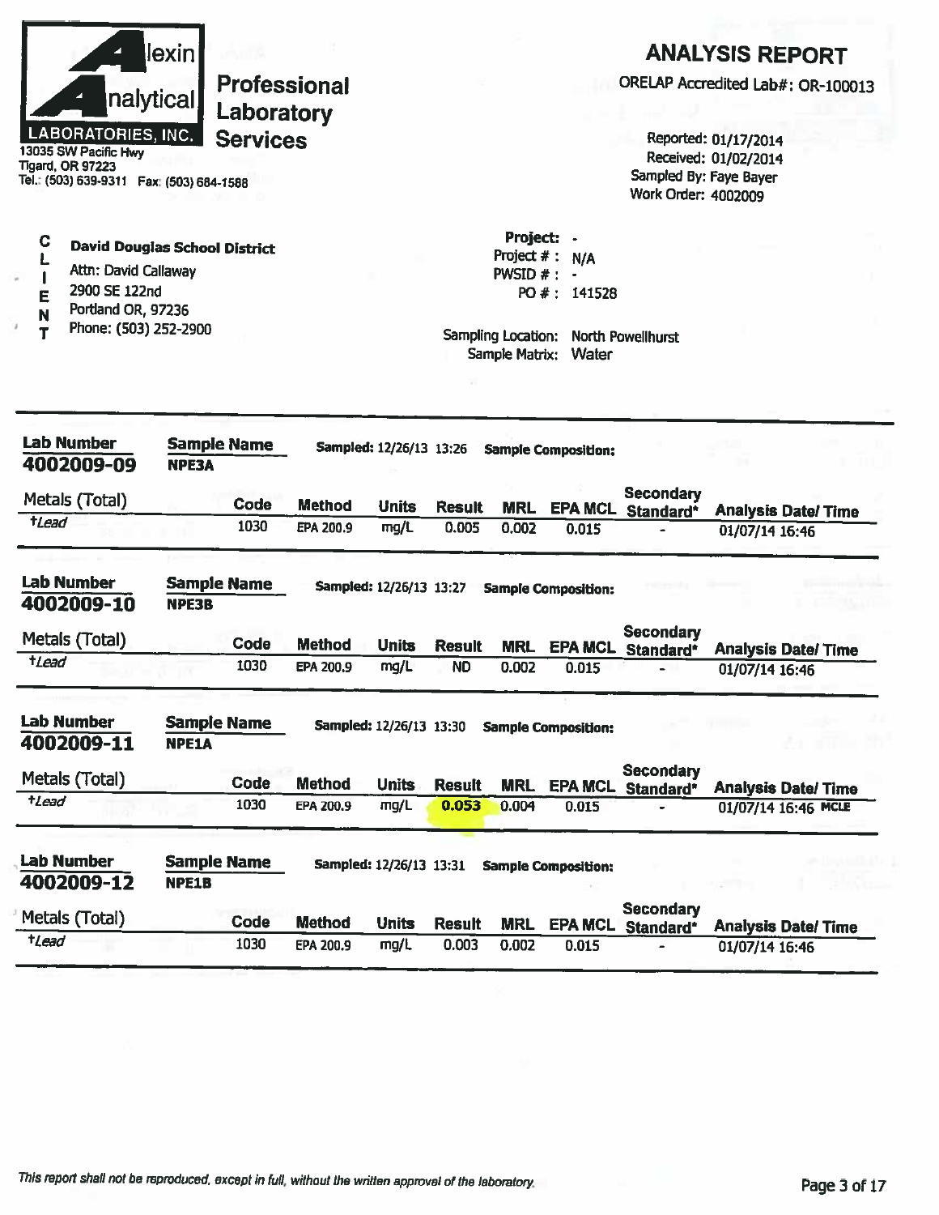Alexin Analytical Laboratories, Inc.

**Professional Laboratory Services**

13035 SW Pacific Hwy
Tigard, OR 97223
Tel.: (503) 639-9311 Fax: (503) 684-1588

# ANALYSIS REPORT

ORELAP Accredited Lab#: OR-100013

Reported: 01/17/2014
Received: 01/02/2014
Sampled By: Faye Bayer
Work Order: 4002009

**CLIENT**

**David Douglas School District**
Attn: David Callaway
2900 SE 122nd
Portland OR, 97236
Phone: (503) 252-2900

**Project:** -
Project # : N/A
PWSID # : -
PO # : 141528

Sampling Location: North Powellhurst
Sample Matrix: Water

---

**Lab Number** 4002009-09 | **Sample Name** NPE3A | **Sampled:** 12/26/13 13:26 | **Sample Composition:**

| Metals (Total) | Code | Method | Units | Result | MRL | EPA MCL | Secondary Standard* | Analysis Date/ Time |
|---|---|---|---|---|---|---|---|---|
| †*Lead* | 1030 | EPA 200.9 | mg/L | 0.005 | 0.002 | 0.015 | - | 01/07/14 16:46 |

**Lab Number** 4002009-10 | **Sample Name** NPE3B | **Sampled:** 12/26/13 13:27 | **Sample Composition:**

| Metals (Total) | Code | Method | Units | Result | MRL | EPA MCL | Secondary Standard* | Analysis Date/ Time |
|---|---|---|---|---|---|---|---|---|
| †*Lead* | 1030 | EPA 200.9 | mg/L | ND | 0.002 | 0.015 | - | 01/07/14 16:46 |

**Lab Number** 4002009-11 | **Sample Name** NPE1A | **Sampled:** 12/26/13 13:30 | **Sample Composition:**

| Metals (Total) | Code | Method | Units | Result | MRL | EPA MCL | Secondary Standard* | Analysis Date/ Time |
|---|---|---|---|---|---|---|---|---|
| †*Lead* | 1030 | EPA 200.9 | mg/L | **0.053** | 0.004 | 0.015 | - | 01/07/14 16:46 MCLE |

**Lab Number** 4002009-12 | **Sample Name** NPE1B | **Sampled:** 12/26/13 13:31 | **Sample Composition:**

| Metals (Total) | Code | Method | Units | Result | MRL | EPA MCL | Secondary Standard* | Analysis Date/ Time |
|---|---|---|---|---|---|---|---|---|
| †*Lead* | 1030 | EPA 200.9 | mg/L | 0.003 | 0.002 | 0.015 | - | 01/07/14 16:46 |

*This report shall not be reproduced, except in full, without the written approval of the laboratory.*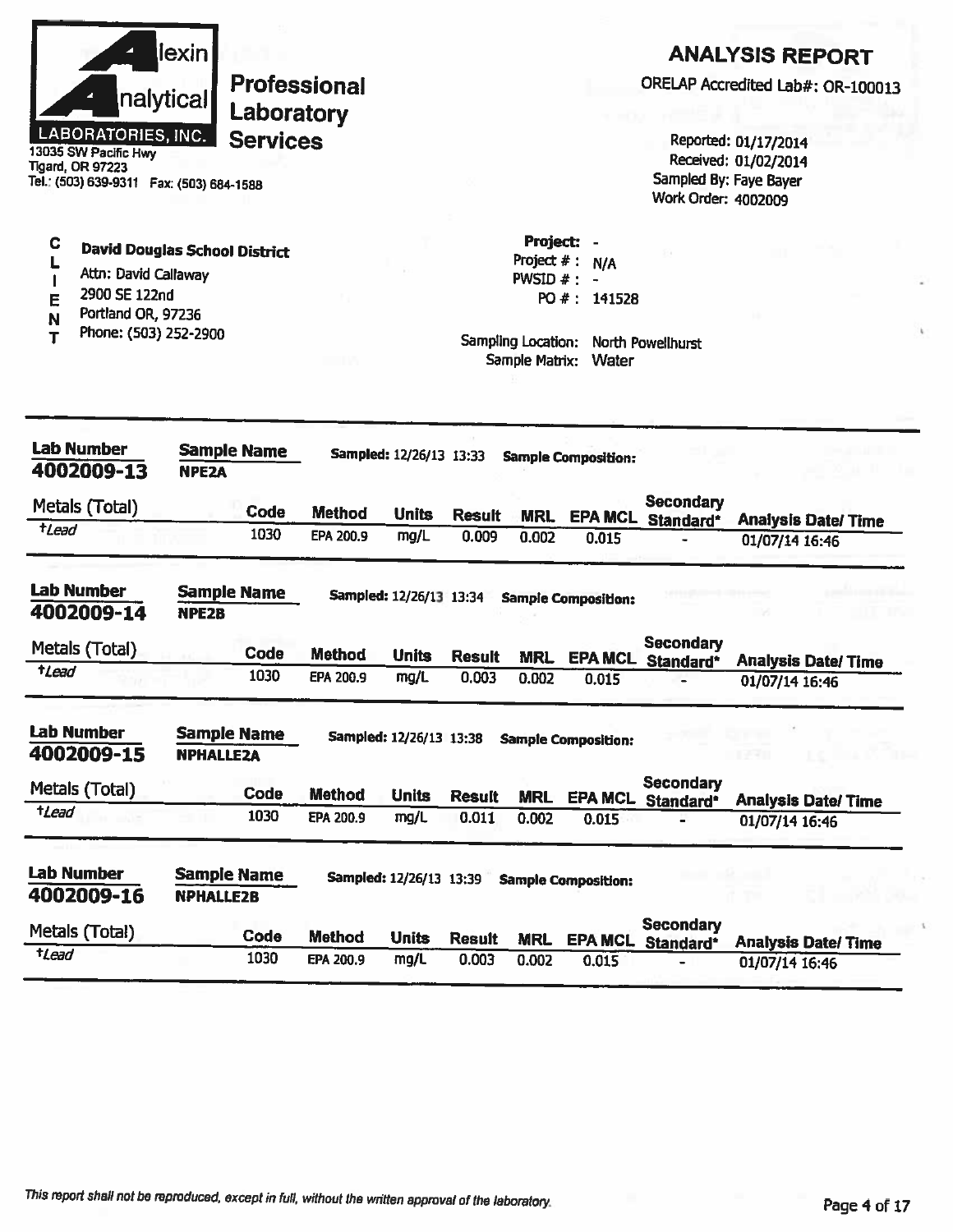**Alexin Analytical Laboratories, Inc.**
13035 SW Pacific Hwy
Tigard, OR 97223
Tel.: (503) 639-9311 Fax: (503) 684-1588

**Professional Laboratory Services**

# ANALYSIS REPORT

ORELAP Accredited Lab#: OR-100013

Reported: 01/17/2014
Received: 01/02/2014
Sampled By: Faye Bayer
Work Order: 4002009

**CLIENT**

**David Douglas School District**
Attn: David Callaway
2900 SE 122nd
Portland OR, 97236
Phone: (503) 252-2900

Project: -
Project # : N/A
PWSID # : -
PO # : 141528

Sampling Location: North Powellhurst
Sample Matrix: Water

---

**Lab Number** 4002009-13 **Sample Name** NPE2A Sampled: 12/26/13 13:33 Sample Composition:

| Metals (Total) | Code | Method | Units | Result | MRL | EPA MCL | Secondary Standard* | Analysis Date/ Time |
|---|---|---|---|---|---|---|---|---|
| *†Lead* | 1030 | EPA 200.9 | mg/L | 0.009 | 0.002 | 0.015 | - | 01/07/14 16:46 |

**Lab Number** 4002009-14 **Sample Name** NPE2B Sampled: 12/26/13 13:34 Sample Composition:

| Metals (Total) | Code | Method | Units | Result | MRL | EPA MCL | Secondary Standard* | Analysis Date/ Time |
|---|---|---|---|---|---|---|---|---|
| *†Lead* | 1030 | EPA 200.9 | mg/L | 0.003 | 0.002 | 0.015 | - | 01/07/14 16:46 |

**Lab Number** 4002009-15 **Sample Name** NPHALLE2A Sampled: 12/26/13 13:38 Sample Composition:

| Metals (Total) | Code | Method | Units | Result | MRL | EPA MCL | Secondary Standard* | Analysis Date/ Time |
|---|---|---|---|---|---|---|---|---|
| *†Lead* | 1030 | EPA 200.9 | mg/L | 0.011 | 0.002 | 0.015 | - | 01/07/14 16:46 |

**Lab Number** 4002009-16 **Sample Name** NPHALLE2B Sampled: 12/26/13 13:39 Sample Composition:

| Metals (Total) | Code | Method | Units | Result | MRL | EPA MCL | Secondary Standard* | Analysis Date/ Time |
|---|---|---|---|---|---|---|---|---|
| *†Lead* | 1030 | EPA 200.9 | mg/L | 0.003 | 0.002 | 0.015 | - | 01/07/14 16:46 |

*This report shall not be reproduced, except in full, without the written approval of the laboratory.*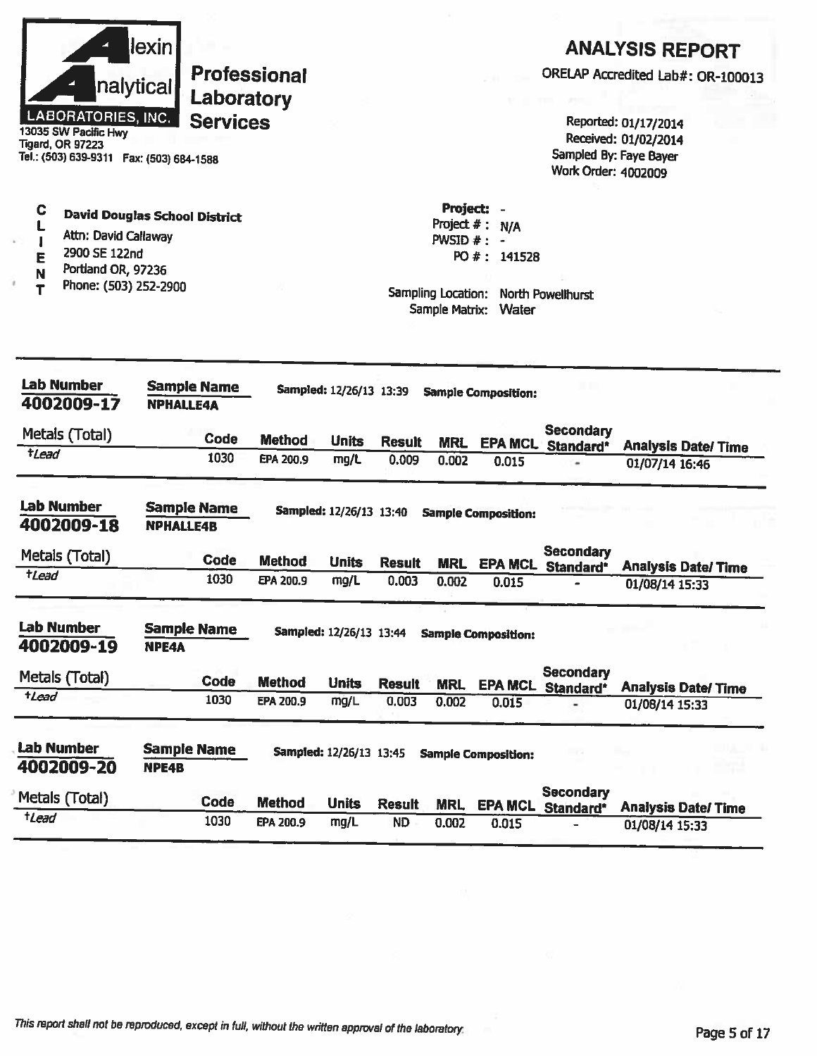**Alexin Analytical Laboratories, Inc.**

**Professional Laboratory Services**

13035 SW Pacific Hwy
Tigard, OR 97223
Tel.: (503) 639-9311 Fax: (503) 684-1588

# ANALYSIS REPORT

ORELAP Accredited Lab#: OR-100013

Reported: 01/17/2014
Received: 01/02/2014
Sampled By: Faye Bayer
Work Order: 4002009

**CLIENT**

**David Douglas School District**
Attn: David Callaway
2900 SE 122nd
Portland OR, 97236
Phone: (503) 252-2900

**Project:** -
Project # : N/A
PWSID # : -
PO # : 141528

Sampling Location: North Powellhurst
Sample Matrix: Water

---

**Lab Number:** 4002009-17 | **Sample Name:** NPHALLE4A | **Sampled:** 12/26/13 13:39 | **Sample Composition:**

| Metals (Total) | Code | Method | Units | Result | MRL | EPA MCL | Secondary Standard* | Analysis Date/ Time |
|---|---|---|---|---|---|---|---|---|
| †Lead | 1030 | EPA 200.9 | mg/L | 0.009 | 0.002 | 0.015 | - | 01/07/14 16:46 |

**Lab Number:** 4002009-18 | **Sample Name:** NPHALLE4B | **Sampled:** 12/26/13 13:40 | **Sample Composition:**

| Metals (Total) | Code | Method | Units | Result | MRL | EPA MCL | Secondary Standard* | Analysis Date/ Time |
|---|---|---|---|---|---|---|---|---|
| †Lead | 1030 | EPA 200.9 | mg/L | 0.003 | 0.002 | 0.015 | - | 01/08/14 15:33 |

**Lab Number:** 4002009-19 | **Sample Name:** NPE4A | **Sampled:** 12/26/13 13:44 | **Sample Composition:**

| Metals (Total) | Code | Method | Units | Result | MRL | EPA MCL | Secondary Standard* | Analysis Date/ Time |
|---|---|---|---|---|---|---|---|---|
| †Lead | 1030 | EPA 200.9 | mg/L | 0.003 | 0.002 | 0.015 | - | 01/08/14 15:33 |

**Lab Number:** 4002009-20 | **Sample Name:** NPE4B | **Sampled:** 12/26/13 13:45 | **Sample Composition:**

| Metals (Total) | Code | Method | Units | Result | MRL | EPA MCL | Secondary Standard* | Analysis Date/ Time |
|---|---|---|---|---|---|---|---|---|
| †Lead | 1030 | EPA 200.9 | mg/L | ND | 0.002 | 0.015 | - | 01/08/14 15:33 |

*This report shall not be reproduced, except in full, without the written approval of the laboratory.*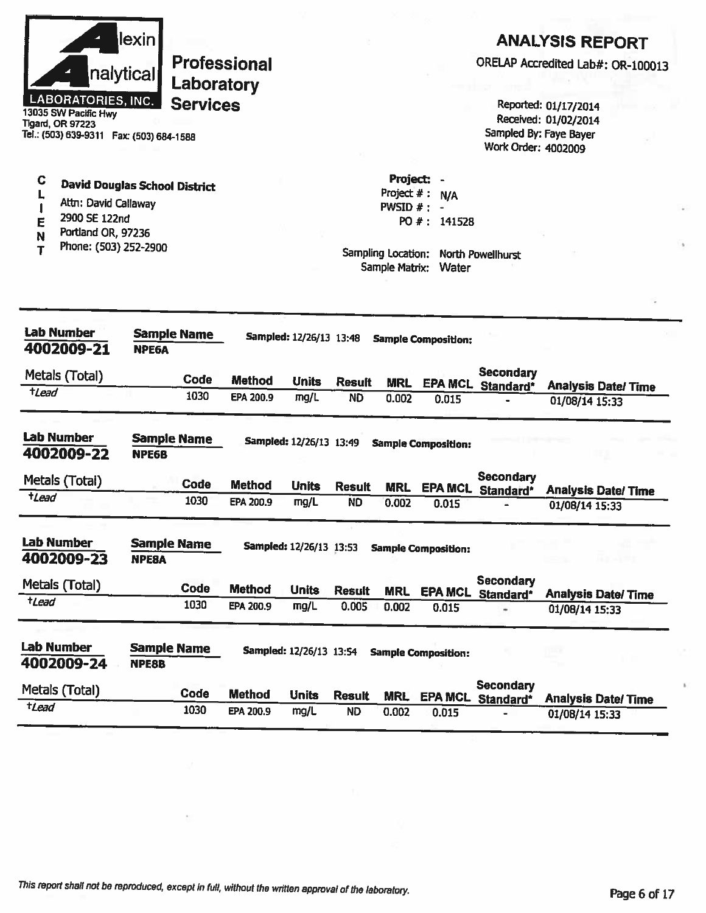**Alexin Analytical LABORATORIES, INC.**
13035 SW Pacific Hwy
Tigard, OR 97223
Tel.: (503) 639-9311 Fax: (503) 684-1588

**Professional Laboratory Services**

# ANALYSIS REPORT

ORELAP Accredited Lab#: OR-100013

Reported: 01/17/2014
Received: 01/02/2014
Sampled By: Faye Bayer
Work Order: 4002009

**CLIENT**

**David Douglas School District**
Attn: David Callaway
2900 SE 122nd
Portland OR, 97236
Phone: (503) 252-2900

**Project:** -
Project # : N/A
PWSID # : -
PO # : 141528

Sampling Location: North Powellhurst
Sample Matrix: Water

---

**Lab Number** 4002009-21 | **Sample Name** NPE6A | **Sampled:** 12/26/13 13:48 | **Sample Composition:**

| Metals (Total) | Code | Method | Units | Result | MRL | EPA MCL | Secondary Standard* | Analysis Date/ Time |
|---|---|---|---|---|---|---|---|---|
| †Lead | 1030 | EPA 200.9 | mg/L | ND | 0.002 | 0.015 | - | 01/08/14 15:33 |

**Lab Number** 4002009-22 | **Sample Name** NPE6B | **Sampled:** 12/26/13 13:49 | **Sample Composition:**

| Metals (Total) | Code | Method | Units | Result | MRL | EPA MCL | Secondary Standard* | Analysis Date/ Time |
|---|---|---|---|---|---|---|---|---|
| †Lead | 1030 | EPA 200.9 | mg/L | ND | 0.002 | 0.015 | - | 01/08/14 15:33 |

**Lab Number** 4002009-23 | **Sample Name** NPE8A | **Sampled:** 12/26/13 13:53 | **Sample Composition:**

| Metals (Total) | Code | Method | Units | Result | MRL | EPA MCL | Secondary Standard* | Analysis Date/ Time |
|---|---|---|---|---|---|---|---|---|
| †Lead | 1030 | EPA 200.9 | mg/L | 0.005 | 0.002 | 0.015 | - | 01/08/14 15:33 |

**Lab Number** 4002009-24 | **Sample Name** NPE8B | **Sampled:** 12/26/13 13:54 | **Sample Composition:**

| Metals (Total) | Code | Method | Units | Result | MRL | EPA MCL | Secondary Standard* | Analysis Date/ Time |
|---|---|---|---|---|---|---|---|---|
| †Lead | 1030 | EPA 200.9 | mg/L | ND | 0.002 | 0.015 | - | 01/08/14 15:33 |

*This report shall not be reproduced, except in full, without the written approval of the laboratory.*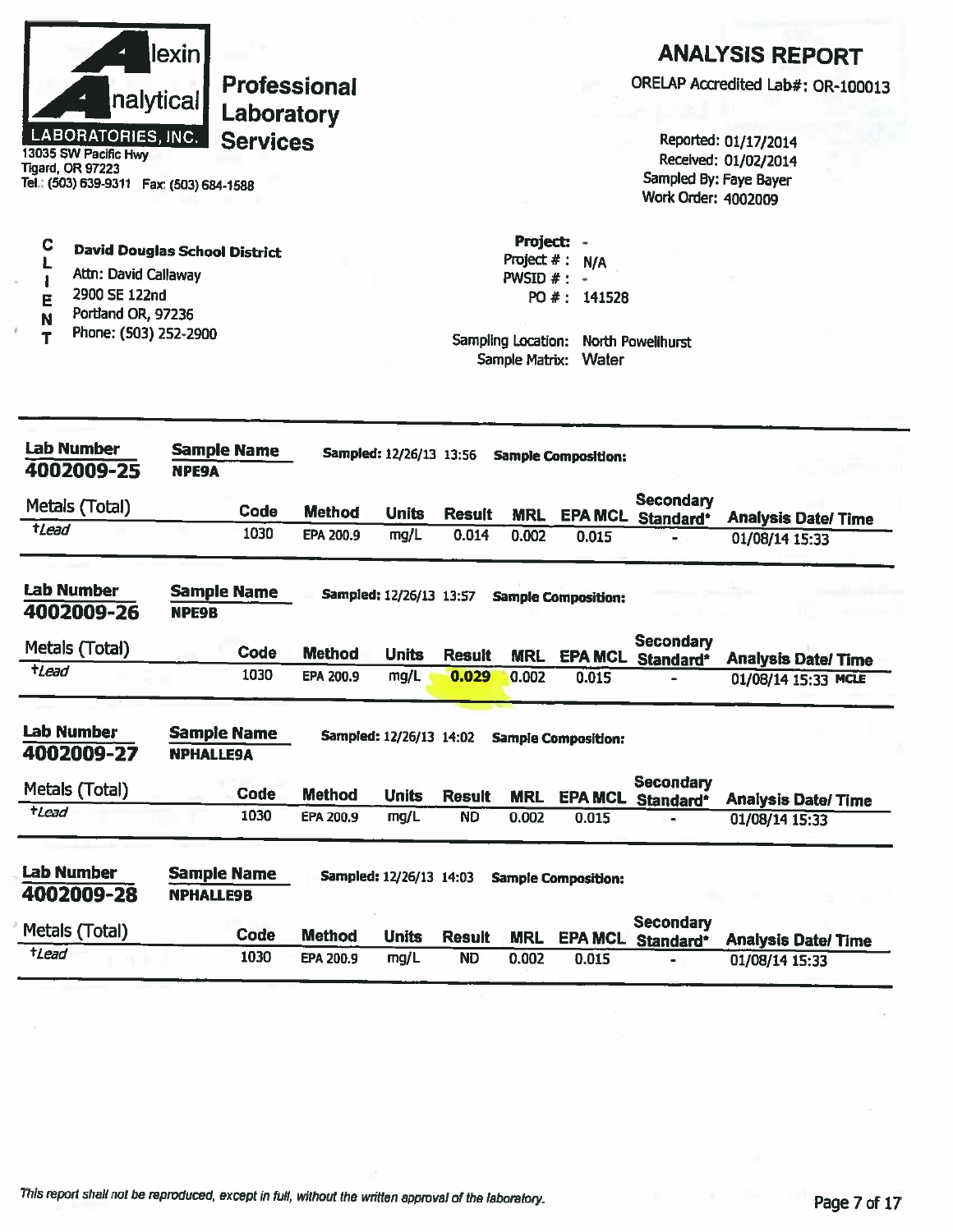Alexin Analytical Laboratories, Inc.

**Professional Laboratory Services**

13035 SW Pacific Hwy
Tigard, OR 97223
Tel.: (503) 639-9311 Fax: (503) 684-1588

# ANALYSIS REPORT

ORELAP Accredited Lab#: OR-100013

Reported: 01/17/2014
Received: 01/02/2014
Sampled By: Faye Bayer
Work Order: 4002009

**CLIENT**

**David Douglas School District**
Attn: David Callaway
2900 SE 122nd
Portland OR, 97236
Phone: (503) 252-2900

**Project:** -
Project # : N/A
PWSID # : -
PO # : 141528

Sampling Location: North Powellhurst
Sample Matrix: Water

---

**Lab Number** 4002009-25 | **Sample Name** NPE9A | **Sampled:** 12/26/13 13:56 | **Sample Composition:**

| Metals (Total) | Code | Method | Units | Result | MRL | EPA MCL | Secondary Standard* | Analysis Date/ Time |
|---|---|---|---|---|---|---|---|---|
| †Lead | 1030 | EPA 200.9 | mg/L | 0.014 | 0.002 | 0.015 | - | 01/08/14 15:33 |

**Lab Number** 4002009-26 | **Sample Name** NPE9B | **Sampled:** 12/26/13 13:57 | **Sample Composition:**

| Metals (Total) | Code | Method | Units | Result | MRL | EPA MCL | Secondary Standard* | Analysis Date/ Time |
|---|---|---|---|---|---|---|---|---|
| †Lead | 1030 | EPA 200.9 | mg/L | **0.029** | 0.002 | 0.015 | - | 01/08/14 15:33 MCLE |

**Lab Number** 4002009-27 | **Sample Name** NPHALLE9A | **Sampled:** 12/26/13 14:02 | **Sample Composition:**

| Metals (Total) | Code | Method | Units | Result | MRL | EPA MCL | Secondary Standard* | Analysis Date/ Time |
|---|---|---|---|---|---|---|---|---|
| †Lead | 1030 | EPA 200.9 | mg/L | ND | 0.002 | 0.015 | - | 01/08/14 15:33 |

**Lab Number** 4002009-28 | **Sample Name** NPHALLE9B | **Sampled:** 12/26/13 14:03 | **Sample Composition:**

| Metals (Total) | Code | Method | Units | Result | MRL | EPA MCL | Secondary Standard* | Analysis Date/ Time |
|---|---|---|---|---|---|---|---|---|
| †Lead | 1030 | EPA 200.9 | mg/L | ND | 0.002 | 0.015 | - | 01/08/14 15:33 |

*This report shall not be reproduced, except in full, without the written approval of the laboratory.*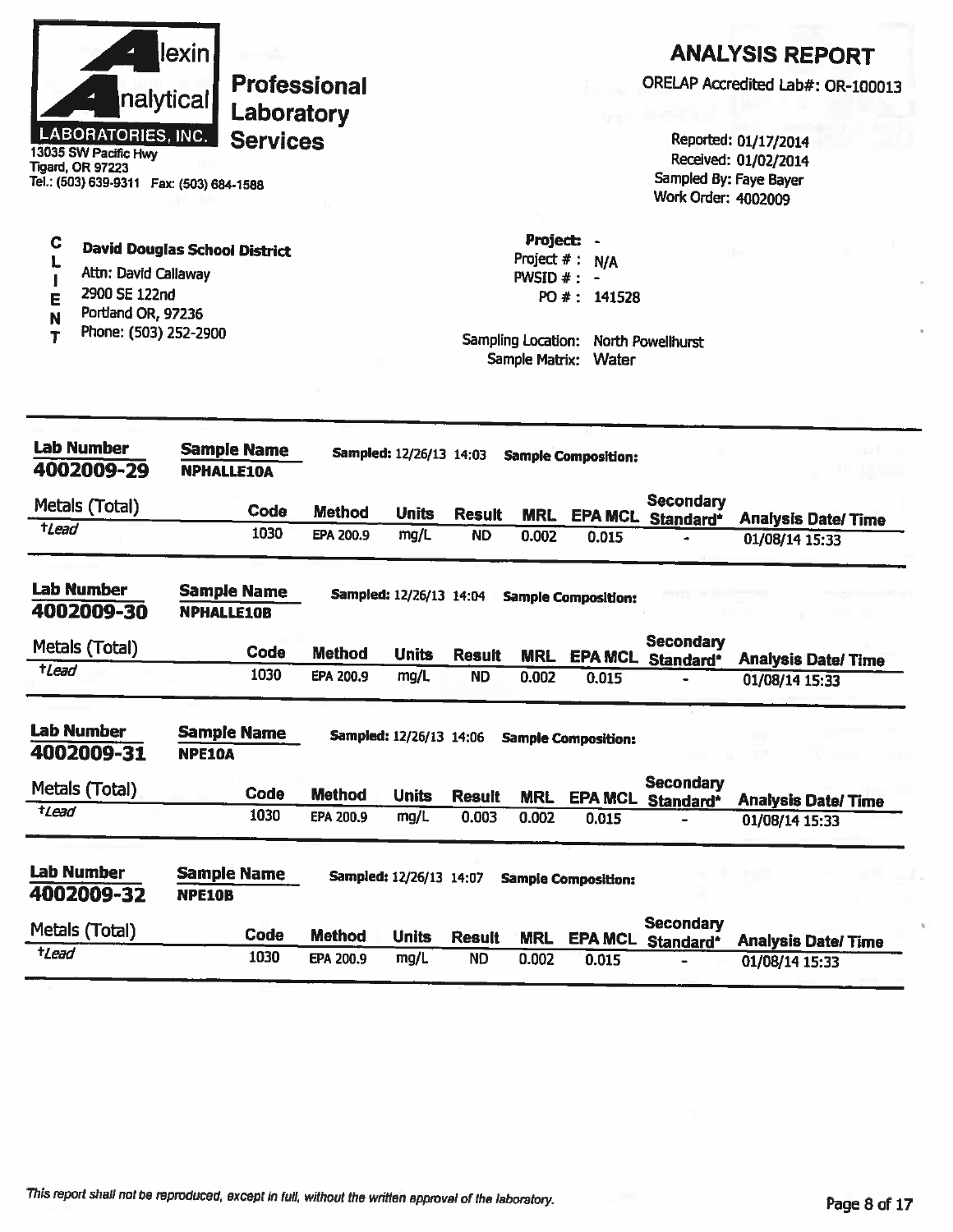**Alexin Analytical Laboratories, Inc.**
13035 SW Pacific Hwy
Tigard, OR 97223
Tel.: (503) 639-9311 Fax: (503) 684-1588

**Professional Laboratory Services**

# ANALYSIS REPORT

ORELAP Accredited Lab#: OR-100013

Reported: 01/17/2014
Received: 01/02/2014
Sampled By: Faye Bayer
Work Order: 4002009

**CLIENT**

**David Douglas School District**
Attn: David Callaway
2900 SE 122nd
Portland OR, 97236
Phone: (503) 252-2900

**Project:** -
Project # : N/A
PWSID # : -
PO # : 141528

Sampling Location: North Powellhurst
Sample Matrix: Water

---

**Lab Number** 4002009-29 | **Sample Name** NPHALLE10A | **Sampled:** 12/26/13 14:03 | **Sample Composition:**

| Metals (Total) | Code | Method | Units | Result | MRL | EPA MCL | Secondary Standard* | Analysis Date/ Time |
|---|---|---|---|---|---|---|---|---|
| †Lead | 1030 | EPA 200.9 | mg/L | ND | 0.002 | 0.015 | - | 01/08/14 15:33 |

**Lab Number** 4002009-30 | **Sample Name** NPHALLE10B | **Sampled:** 12/26/13 14:04 | **Sample Composition:**

| Metals (Total) | Code | Method | Units | Result | MRL | EPA MCL | Secondary Standard* | Analysis Date/ Time |
|---|---|---|---|---|---|---|---|---|
| †Lead | 1030 | EPA 200.9 | mg/L | ND | 0.002 | 0.015 | - | 01/08/14 15:33 |

**Lab Number** 4002009-31 | **Sample Name** NPE10A | **Sampled:** 12/26/13 14:06 | **Sample Composition:**

| Metals (Total) | Code | Method | Units | Result | MRL | EPA MCL | Secondary Standard* | Analysis Date/ Time |
|---|---|---|---|---|---|---|---|---|
| †Lead | 1030 | EPA 200.9 | mg/L | 0.003 | 0.002 | 0.015 | - | 01/08/14 15:33 |

**Lab Number** 4002009-32 | **Sample Name** NPE10B | **Sampled:** 12/26/13 14:07 | **Sample Composition:**

| Metals (Total) | Code | Method | Units | Result | MRL | EPA MCL | Secondary Standard* | Analysis Date/ Time |
|---|---|---|---|---|---|---|---|---|
| †Lead | 1030 | EPA 200.9 | mg/L | ND | 0.002 | 0.015 | - | 01/08/14 15:33 |

*This report shall not be reproduced, except in full, without the written approval of the laboratory.*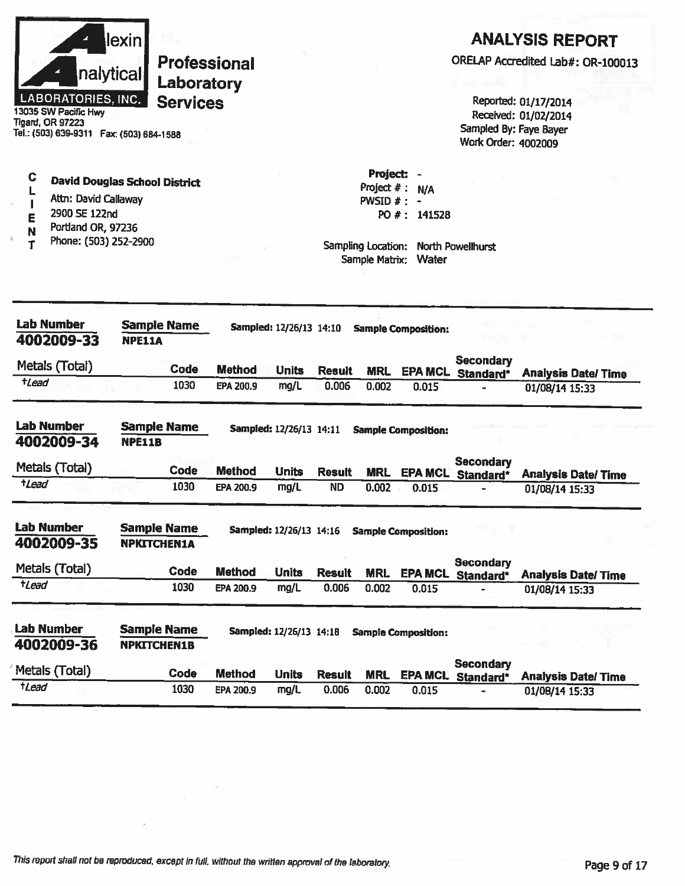Alexin Analytical Laboratories, Inc.

**Professional Laboratory Services**

13035 SW Pacific Hwy
Tigard, OR 97223
Tel.: (503) 639-9311 Fax: (503) 684-1588

## ANALYSIS REPORT

ORELAP Accredited Lab#: OR-100013

Reported: 01/17/2014
Received: 01/02/2014
Sampled By: Faye Bayer
Work Order: 4002009

**CLIENT**

**David Douglas School District**
Attn: David Callaway
2900 SE 122nd
Portland OR, 97236
Phone: (503) 252-2900

**Project:** -
Project # : N/A
PWSID # : -
PO # : 141528

Sampling Location: North Powellhurst
Sample Matrix: Water

---

**Lab Number** 4002009-33 | **Sample Name** NPE11A | **Sampled:** 12/26/13 14:10 | **Sample Composition:**

| Metals (Total) | Code | Method | Units | Result | MRL | EPA MCL | Secondary Standard* | Analysis Date/ Time |
|---|---|---|---|---|---|---|---|---|
| †Lead | 1030 | EPA 200.9 | mg/L | 0.006 | 0.002 | 0.015 | - | 01/08/14 15:33 |

**Lab Number** 4002009-34 | **Sample Name** NPE11B | **Sampled:** 12/26/13 14:11 | **Sample Composition:**

| Metals (Total) | Code | Method | Units | Result | MRL | EPA MCL | Secondary Standard* | Analysis Date/ Time |
|---|---|---|---|---|---|---|---|---|
| †Lead | 1030 | EPA 200.9 | mg/L | ND | 0.002 | 0.015 | - | 01/08/14 15:33 |

**Lab Number** 4002009-35 | **Sample Name** NPKITCHEN1A | **Sampled:** 12/26/13 14:16 | **Sample Composition:**

| Metals (Total) | Code | Method | Units | Result | MRL | EPA MCL | Secondary Standard* | Analysis Date/ Time |
|---|---|---|---|---|---|---|---|---|
| †Lead | 1030 | EPA 200.9 | mg/L | 0.006 | 0.002 | 0.015 | - | 01/08/14 15:33 |

**Lab Number** 4002009-36 | **Sample Name** NPKITCHEN1B | **Sampled:** 12/26/13 14:18 | **Sample Composition:**

| Metals (Total) | Code | Method | Units | Result | MRL | EPA MCL | Secondary Standard* | Analysis Date/ Time |
|---|---|---|---|---|---|---|---|---|
| †Lead | 1030 | EPA 200.9 | mg/L | 0.006 | 0.002 | 0.015 | - | 01/08/14 15:33 |

*This report shall not be reproduced, except in full, without the written approval of the laboratory.*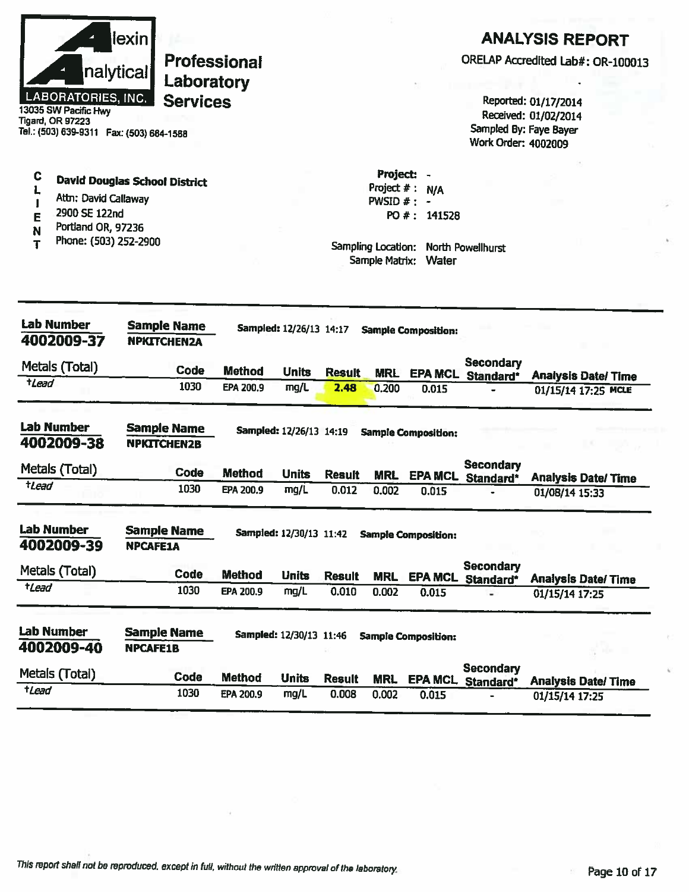**Alexin Analytical Laboratories, Inc.**

**Professional Laboratory Services**

13035 SW Pacific Hwy
Tigard, OR 97223
Tel.: (503) 639-9311 Fax: (503) 684-1588

## ANALYSIS REPORT

ORELAP Accredited Lab#: OR-100013

Reported: 01/17/2014
Received: 01/02/2014
Sampled By: Faye Bayer
Work Order: 4002009

**CLIENT**

**David Douglas School District**
Attn: David Callaway
2900 SE 122nd
Portland OR, 97236
Phone: (503) 252-2900

**Project:** -
Project # : N/A
PWSID # : -
PO # : 141528

Sampling Location: North Powellhurst
Sample Matrix: Water

---

**Lab Number** 4002009-37 | **Sample Name** NPKITCHEN2A | **Sampled:** 12/26/13 14:17 | **Sample Composition:**

| Metals (Total) | Code | Method | Units | Result | MRL | EPA MCL | Secondary Standard* | Analysis Date/ Time |
|---|---|---|---|---|---|---|---|---|
| †Lead | 1030 | EPA 200.9 | mg/L | 2.48 | 0.200 | 0.015 | - | 01/15/14 17:25 MCLE |

**Lab Number** 4002009-38 | **Sample Name** NPKITCHEN2B | **Sampled:** 12/26/13 14:19 | **Sample Composition:**

| Metals (Total) | Code | Method | Units | Result | MRL | EPA MCL | Secondary Standard* | Analysis Date/ Time |
|---|---|---|---|---|---|---|---|---|
| †Lead | 1030 | EPA 200.9 | mg/L | 0.012 | 0.002 | 0.015 | - | 01/08/14 15:33 |

**Lab Number** 4002009-39 | **Sample Name** NPCAFE1A | **Sampled:** 12/30/13 11:42 | **Sample Composition:**

| Metals (Total) | Code | Method | Units | Result | MRL | EPA MCL | Secondary Standard* | Analysis Date/ Time |
|---|---|---|---|---|---|---|---|---|
| †Lead | 1030 | EPA 200.9 | mg/L | 0.010 | 0.002 | 0.015 | - | 01/15/14 17:25 |

**Lab Number** 4002009-40 | **Sample Name** NPCAFE1B | **Sampled:** 12/30/13 11:46 | **Sample Composition:**

| Metals (Total) | Code | Method | Units | Result | MRL | EPA MCL | Secondary Standard* | Analysis Date/ Time |
|---|---|---|---|---|---|---|---|---|
| †Lead | 1030 | EPA 200.9 | mg/L | 0.008 | 0.002 | 0.015 | - | 01/15/14 17:25 |

*This report shall not be reproduced, except in full, without the written approval of the laboratory.*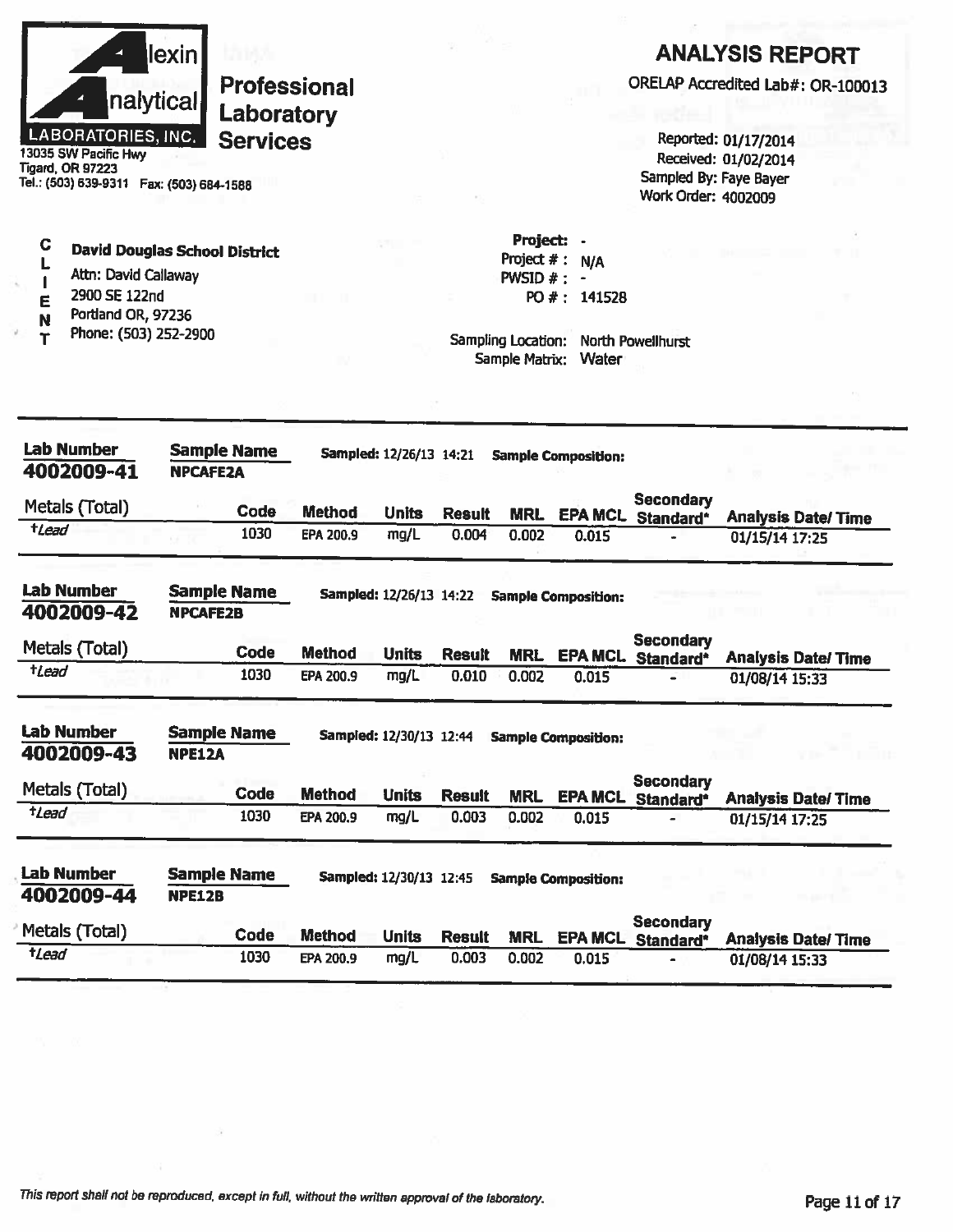**Alexin Analytical Laboratories, Inc.**
**Professional Laboratory Services**

13035 SW Pacific Hwy
Tigard, OR 97223
Tel.: (503) 639-9311 Fax: (503) 684-1588

# ANALYSIS REPORT

ORELAP Accredited Lab#: OR-100013

Reported: 01/17/2014
Received: 01/02/2014
Sampled By: Faye Bayer
Work Order: 4002009

**CLIENT**

**David Douglas School District**
Attn: David Callaway
2900 SE 122nd
Portland OR, 97236
Phone: (503) 252-2900

**Project:** -
Project # : N/A
PWSID # : -
PO # : 141528

Sampling Location: North Powellhurst
Sample Matrix: Water

---

**Lab Number:** 4002009-41 **Sample Name:** NPCAFE2A **Sampled:** 12/26/13 14:21 **Sample Composition:**

| Metals (Total) | Code | Method | Units | Result | MRL | EPA MCL | Secondary Standard* | Analysis Date/ Time |
|---|---|---|---|---|---|---|---|---|
| †*Lead* | 1030 | EPA 200.9 | mg/L | 0.004 | 0.002 | 0.015 | - | 01/15/14 17:25 |

**Lab Number:** 4002009-42 **Sample Name:** NPCAFE2B **Sampled:** 12/26/13 14:22 **Sample Composition:**

| Metals (Total) | Code | Method | Units | Result | MRL | EPA MCL | Secondary Standard* | Analysis Date/ Time |
|---|---|---|---|---|---|---|---|---|
| †*Lead* | 1030 | EPA 200.9 | mg/L | 0.010 | 0.002 | 0.015 | - | 01/08/14 15:33 |

**Lab Number:** 4002009-43 **Sample Name:** NPE12A **Sampled:** 12/30/13 12:44 **Sample Composition:**

| Metals (Total) | Code | Method | Units | Result | MRL | EPA MCL | Secondary Standard* | Analysis Date/ Time |
|---|---|---|---|---|---|---|---|---|
| †*Lead* | 1030 | EPA 200.9 | mg/L | 0.003 | 0.002 | 0.015 | - | 01/15/14 17:25 |

**Lab Number:** 4002009-44 **Sample Name:** NPE12B **Sampled:** 12/30/13 12:45 **Sample Composition:**

| Metals (Total) | Code | Method | Units | Result | MRL | EPA MCL | Secondary Standard* | Analysis Date/ Time |
|---|---|---|---|---|---|---|---|---|
| †*Lead* | 1030 | EPA 200.9 | mg/L | 0.003 | 0.002 | 0.015 | - | 01/08/14 15:33 |

*This report shall not be reproduced, except in full, without the written approval of the laboratory.*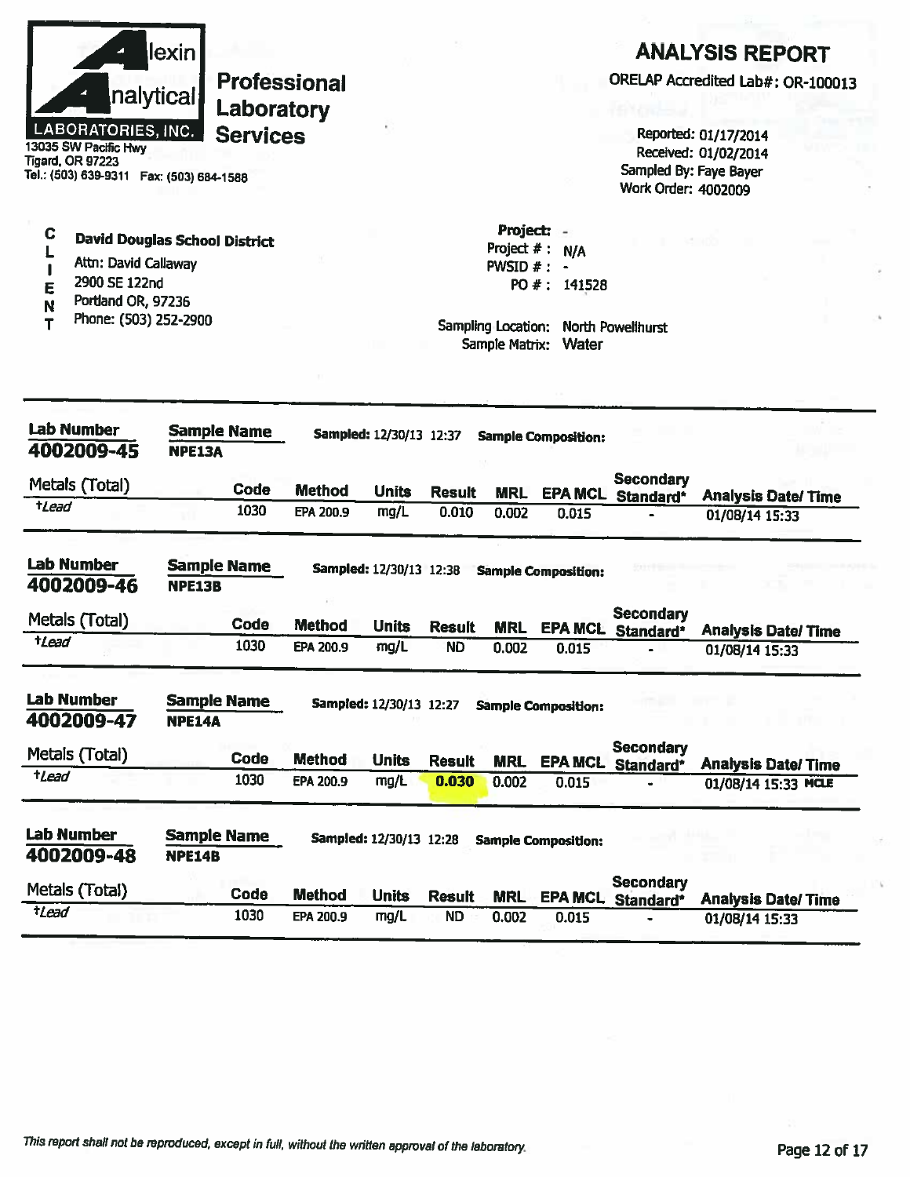**Alexin Analytical Laboratories, Inc.**

**Professional Laboratory Services**

13035 SW Pacific Hwy
Tigard, OR 97223
Tel.: (503) 639-9311 Fax: (503) 684-1588

## ANALYSIS REPORT

ORELAP Accredited Lab#: OR-100013

Reported: 01/17/2014
Received: 01/02/2014
Sampled By: Faye Bayer
Work Order: 4002009

**CLIENT**

**David Douglas School District**
Attn: David Callaway
2900 SE 122nd
Portland OR, 97236
Phone: (503) 252-2900

Project: -
Project # : N/A
PWSID # : -
PO # : 141528

Sampling Location: North Powellhurst
Sample Matrix: Water

---

**Lab Number:** 4002009-45 | **Sample Name:** NPE13A | **Sampled:** 12/30/13 12:37 | **Sample Composition:**

| Metals (Total) | Code | Method | Units | Result | MRL | EPA MCL | Secondary Standard* | Analysis Date/ Time |
|---|---|---|---|---|---|---|---|---|
| †Lead | 1030 | EPA 200.9 | mg/L | 0.010 | 0.002 | 0.015 | - | 01/08/14 15:33 |

**Lab Number:** 4002009-46 | **Sample Name:** NPE13B | **Sampled:** 12/30/13 12:38 | **Sample Composition:**

| Metals (Total) | Code | Method | Units | Result | MRL | EPA MCL | Secondary Standard* | Analysis Date/ Time |
|---|---|---|---|---|---|---|---|---|
| †Lead | 1030 | EPA 200.9 | mg/L | ND | 0.002 | 0.015 | - | 01/08/14 15:33 |

**Lab Number:** 4002009-47 | **Sample Name:** NPE14A | **Sampled:** 12/30/13 12:27 | **Sample Composition:**

| Metals (Total) | Code | Method | Units | Result | MRL | EPA MCL | Secondary Standard* | Analysis Date/ Time |
|---|---|---|---|---|---|---|---|---|
| †Lead | 1030 | EPA 200.9 | mg/L | **0.030** | 0.002 | 0.015 | - | 01/08/14 15:33 MCLE |

**Lab Number:** 4002009-48 | **Sample Name:** NPE14B | **Sampled:** 12/30/13 12:28 | **Sample Composition:**

| Metals (Total) | Code | Method | Units | Result | MRL | EPA MCL | Secondary Standard* | Analysis Date/ Time |
|---|---|---|---|---|---|---|---|---|
| †Lead | 1030 | EPA 200.9 | mg/L | ND | 0.002 | 0.015 | - | 01/08/14 15:33 |

*This report shall not be reproduced, except in full, without the written approval of the laboratory.*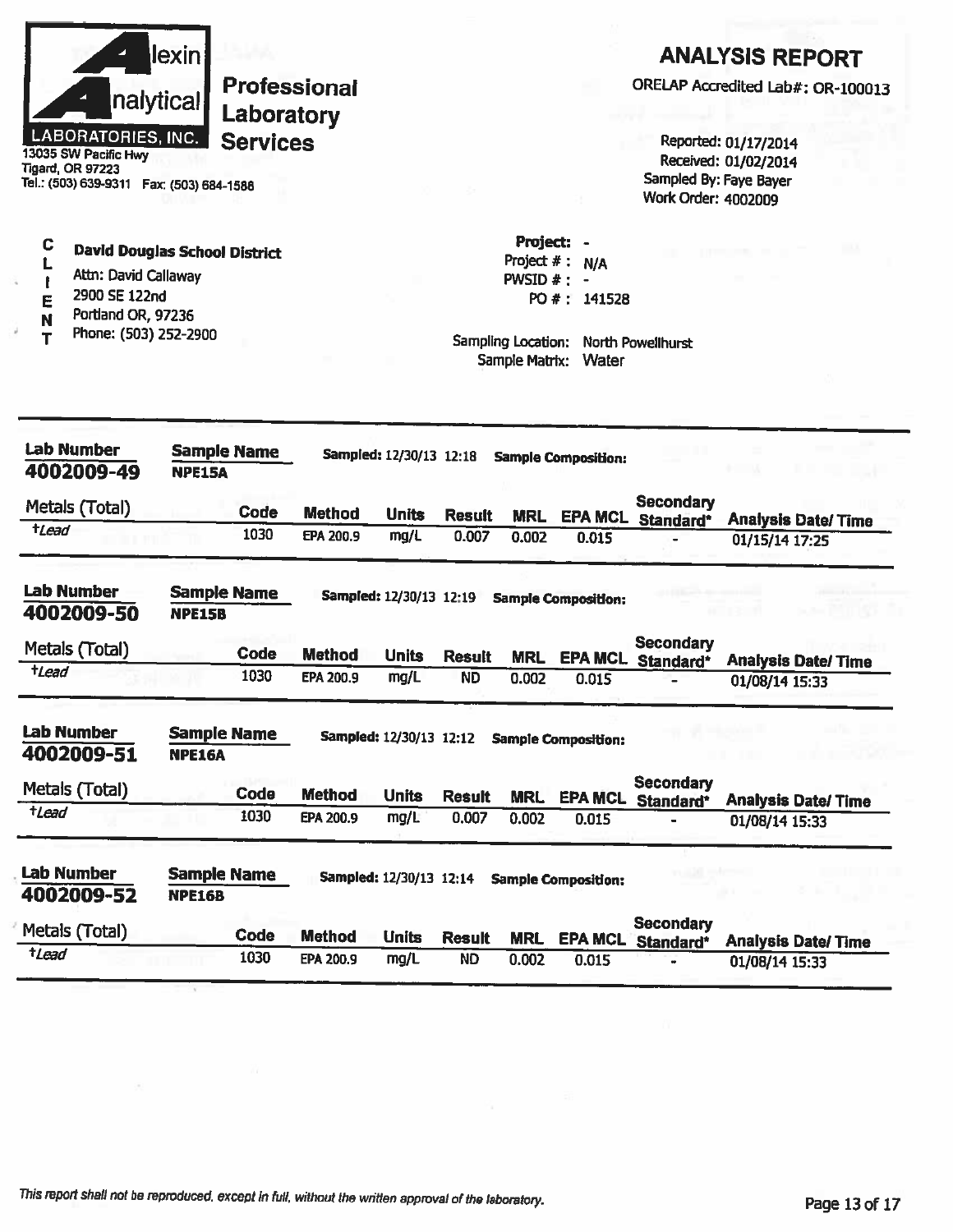**Alexin Analytical Laboratories, Inc.**
13035 SW Pacific Hwy
Tigard, OR 97223
Tel.: (503) 639-9311 Fax: (503) 684-1588

**Professional Laboratory Services**

# ANALYSIS REPORT

ORELAP Accredited Lab#: OR-100013

Reported: 01/17/2014
Received: 01/02/2014
Sampled By: Faye Bayer
Work Order: 4002009

**CLIENT**

**David Douglas School District**
Attn: David Callaway
2900 SE 122nd
Portland OR, 97236
Phone: (503) 252-2900

**Project:** -
Project # : N/A
PWSID # : -
PO # : 141528

Sampling Location: North Powellhurst
Sample Matrix: Water

---

**Lab Number** 4002009-49 | **Sample Name** NPE15A | **Sampled:** 12/30/13 12:18 | **Sample Composition:**

| Metals (Total) | Code | Method | Units | Result | MRL | EPA MCL | Secondary Standard* | Analysis Date/ Time |
|---|---|---|---|---|---|---|---|---|
| †Lead | 1030 | EPA 200.9 | mg/L | 0.007 | 0.002 | 0.015 | - | 01/15/14 17:25 |

**Lab Number** 4002009-50 | **Sample Name** NPE15B | **Sampled:** 12/30/13 12:19 | **Sample Composition:**

| Metals (Total) | Code | Method | Units | Result | MRL | EPA MCL | Secondary Standard* | Analysis Date/ Time |
|---|---|---|---|---|---|---|---|---|
| †Lead | 1030 | EPA 200.9 | mg/L | ND | 0.002 | 0.015 | - | 01/08/14 15:33 |

**Lab Number** 4002009-51 | **Sample Name** NPE16A | **Sampled:** 12/30/13 12:12 | **Sample Composition:**

| Metals (Total) | Code | Method | Units | Result | MRL | EPA MCL | Secondary Standard* | Analysis Date/ Time |
|---|---|---|---|---|---|---|---|---|
| †Lead | 1030 | EPA 200.9 | mg/L | 0.007 | 0.002 | 0.015 | - | 01/08/14 15:33 |

**Lab Number** 4002009-52 | **Sample Name** NPE16B | **Sampled:** 12/30/13 12:14 | **Sample Composition:**

| Metals (Total) | Code | Method | Units | Result | MRL | EPA MCL | Secondary Standard* | Analysis Date/ Time |
|---|---|---|---|---|---|---|---|---|
| †Lead | 1030 | EPA 200.9 | mg/L | ND | 0.002 | 0.015 | - | 01/08/14 15:33 |

*This report shall not be reproduced, except in full, without the written approval of the laboratory.*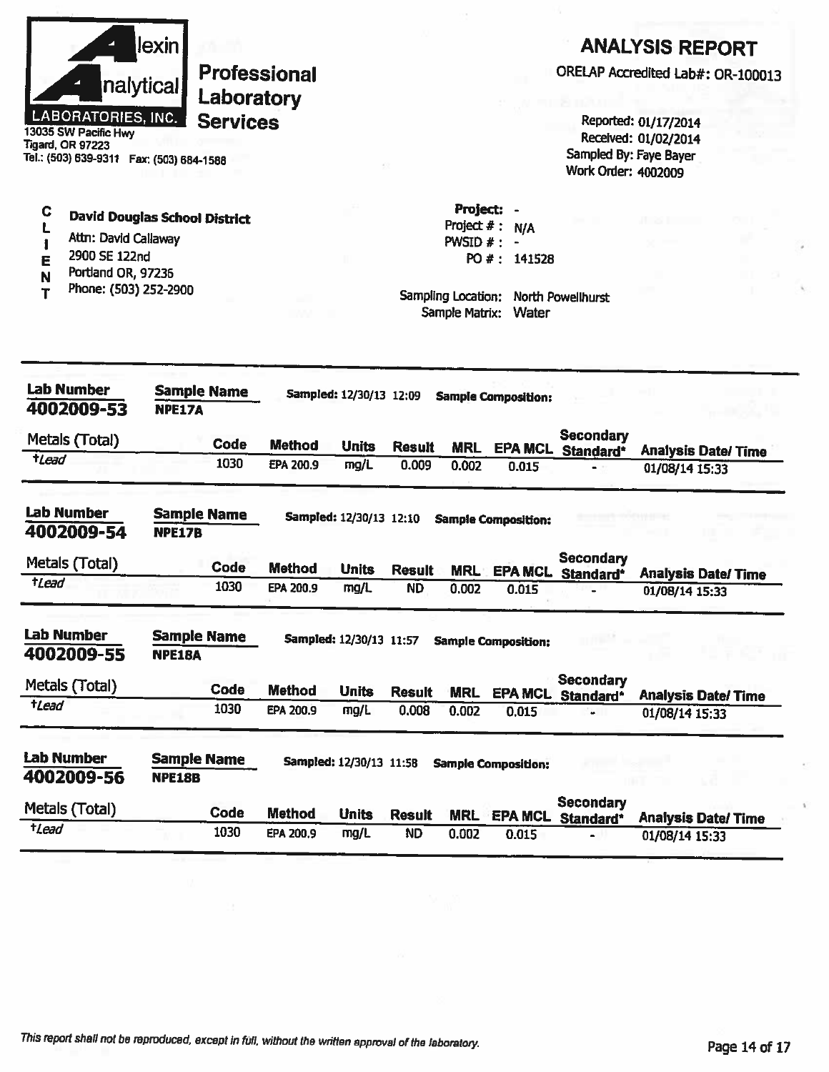**Alexin Analytical Laboratories, Inc.**
13035 SW Pacific Hwy
Tigard, OR 97223
Tel.: (503) 639-9311 Fax: (503) 684-1588

**Professional Laboratory Services**

# ANALYSIS REPORT

ORELAP Accredited Lab#: OR-100013

Reported: 01/17/2014
Received: 01/02/2014
Sampled By: Faye Bayer
Work Order: 4002009

**CLIENT**

**David Douglas School District**
Attn: David Callaway
2900 SE 122nd
Portland OR, 97236
Phone: (503) 252-2900

**Project:** -
Project # : N/A
PWSID # : -
PO # : 141528

Sampling Location: North Powellhurst
Sample Matrix: Water

---

**Lab Number:** 4002009-53 **Sample Name:** NPE17A **Sampled:** 12/30/13 12:09 **Sample Composition:**

| Metals (Total) | Code | Method | Units | Result | MRL | EPA MCL | Secondary Standard* | Analysis Date/ Time |
|---|---|---|---|---|---|---|---|---|
| †*Lead* | 1030 | EPA 200.9 | mg/L | 0.009 | 0.002 | 0.015 | - | 01/08/14 15:33 |

**Lab Number:** 4002009-54 **Sample Name:** NPE17B **Sampled:** 12/30/13 12:10 **Sample Composition:**

| Metals (Total) | Code | Method | Units | Result | MRL | EPA MCL | Secondary Standard* | Analysis Date/ Time |
|---|---|---|---|---|---|---|---|---|
| †*Lead* | 1030 | EPA 200.9 | mg/L | ND | 0.002 | 0.015 | - | 01/08/14 15:33 |

**Lab Number:** 4002009-55 **Sample Name:** NPE18A **Sampled:** 12/30/13 11:57 **Sample Composition:**

| Metals (Total) | Code | Method | Units | Result | MRL | EPA MCL | Secondary Standard* | Analysis Date/ Time |
|---|---|---|---|---|---|---|---|---|
| †*Lead* | 1030 | EPA 200.9 | mg/L | 0.008 | 0.002 | 0.015 | - | 01/08/14 15:33 |

**Lab Number:** 4002009-56 **Sample Name:** NPE18B **Sampled:** 12/30/13 11:58 **Sample Composition:**

| Metals (Total) | Code | Method | Units | Result | MRL | EPA MCL | Secondary Standard* | Analysis Date/ Time |
|---|---|---|---|---|---|---|---|---|
| †*Lead* | 1030 | EPA 200.9 | mg/L | ND | 0.002 | 0.015 | - | 01/08/14 15:33 |

*This report shall not be reproduced, except in full, without the written approval of the laboratory.*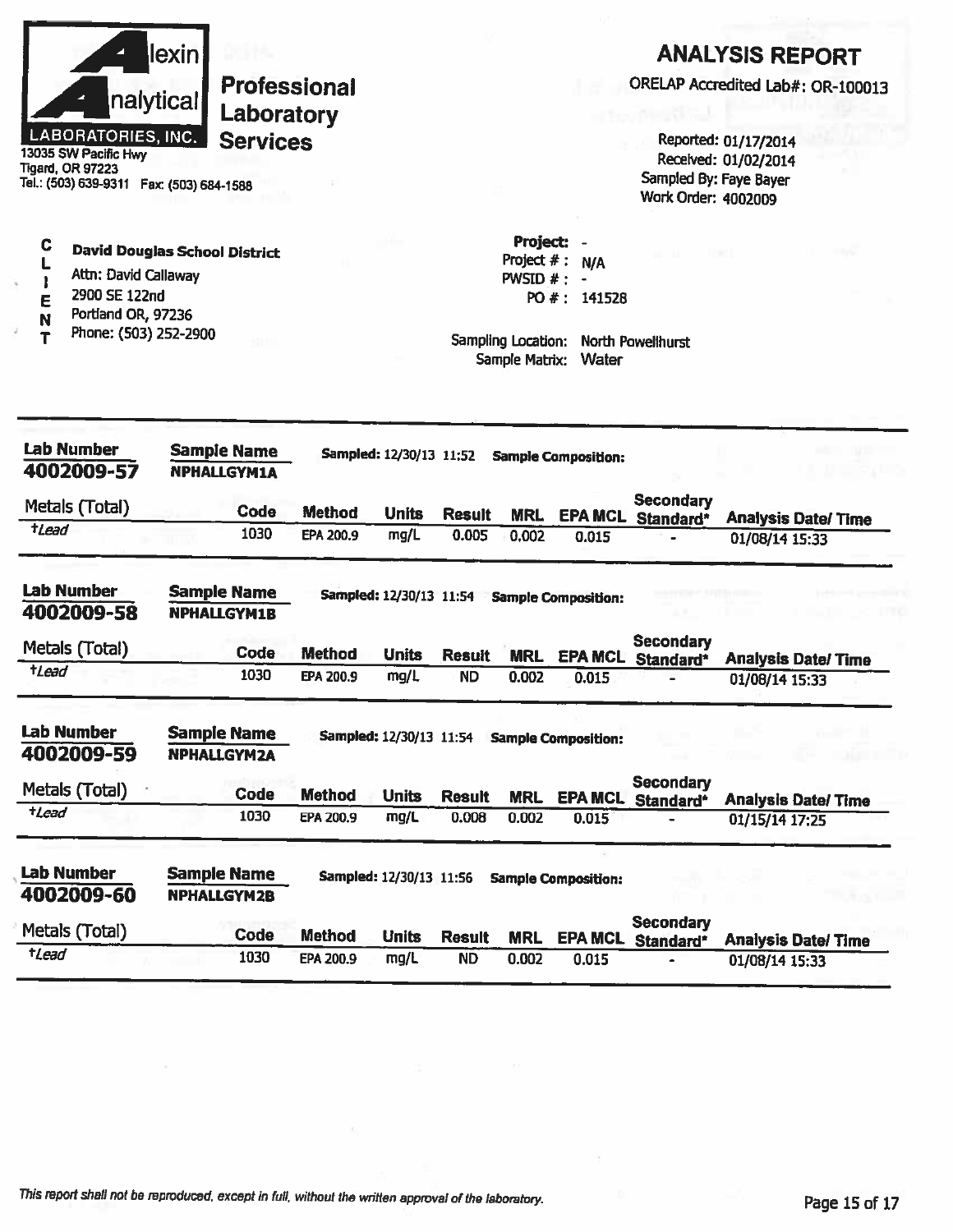**Alexin Analytical LABORATORIES, INC.**
13035 SW Pacific Hwy
Tigard, OR 97223
Tel.: (503) 639-9311 Fax: (503) 684-1588

**Professional Laboratory Services**

## ANALYSIS REPORT

ORELAP Accredited Lab#: OR-100013

Reported: 01/17/2014
Received: 01/02/2014
Sampled By: Faye Bayer
Work Order: 4002009

**CLIENT**

**David Douglas School District**
Attn: David Callaway
2900 SE 122nd
Portland OR, 97236
Phone: (503) 252-2900

**Project:** -
Project # : N/A
PWSID # : -
PO # : 141528

Sampling Location: North Powellhurst
Sample Matrix: Water

---

**Lab Number** 4002009-57 | **Sample Name** NPHALLGYM1A | **Sampled:** 12/30/13 11:52 | **Sample Composition:**

| Metals (Total) | Code | Method | Units | Result | MRL | EPA MCL | Secondary Standard* | Analysis Date/ Time |
|---|---|---|---|---|---|---|---|---|
| *†Lead* | 1030 | EPA 200.9 | mg/L | 0.005 | 0.002 | 0.015 | - | 01/08/14 15:33 |

**Lab Number** 4002009-58 | **Sample Name** NPHALLGYM1B | **Sampled:** 12/30/13 11:54 | **Sample Composition:**

| Metals (Total) | Code | Method | Units | Result | MRL | EPA MCL | Secondary Standard* | Analysis Date/ Time |
|---|---|---|---|---|---|---|---|---|
| *†Lead* | 1030 | EPA 200.9 | mg/L | ND | 0.002 | 0.015 | - | 01/08/14 15:33 |

**Lab Number** 4002009-59 | **Sample Name** NPHALLGYM2A | **Sampled:** 12/30/13 11:54 | **Sample Composition:**

| Metals (Total) | Code | Method | Units | Result | MRL | EPA MCL | Secondary Standard* | Analysis Date/ Time |
|---|---|---|---|---|---|---|---|---|
| *†Lead* | 1030 | EPA 200.9 | mg/L | 0.008 | 0.002 | 0.015 | - | 01/15/14 17:25 |

**Lab Number** 4002009-60 | **Sample Name** NPHALLGYM2B | **Sampled:** 12/30/13 11:56 | **Sample Composition:**

| Metals (Total) | Code | Method | Units | Result | MRL | EPA MCL | Secondary Standard* | Analysis Date/ Time |
|---|---|---|---|---|---|---|---|---|
| *†Lead* | 1030 | EPA 200.9 | mg/L | ND | 0.002 | 0.015 | - | 01/08/14 15:33 |

*This report shall not be reproduced, except in full, without the written approval of the laboratory.*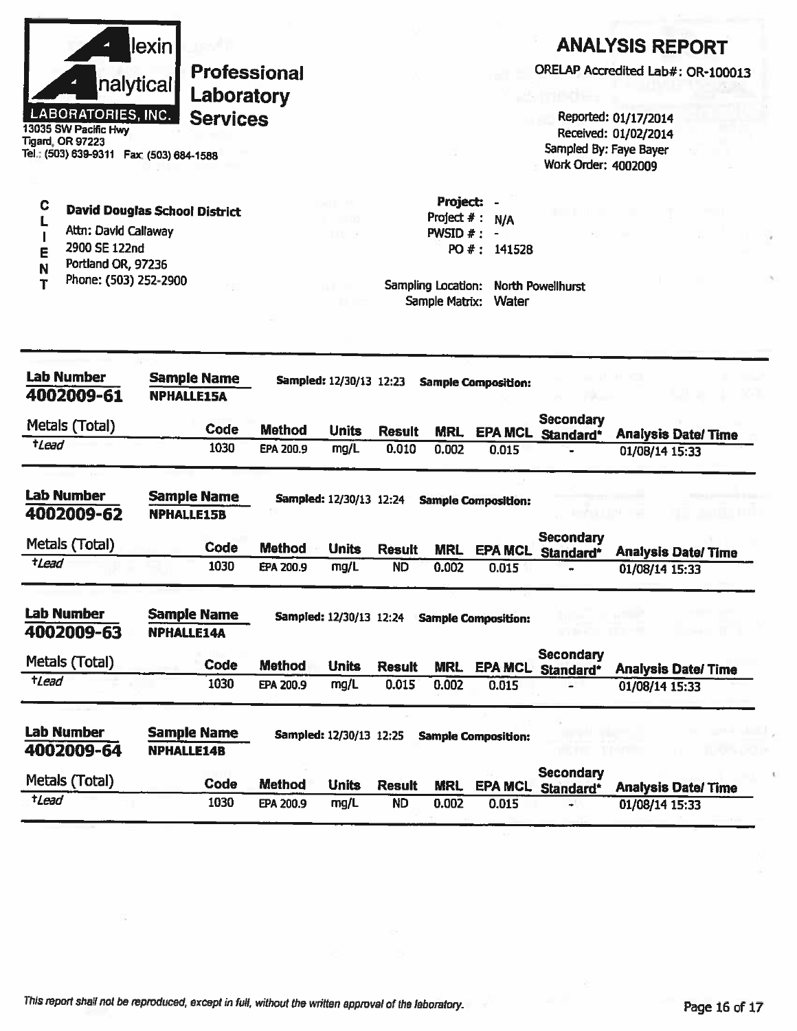**Alexin Analytical Laboratories, Inc.**

**Professional Laboratory Services**

13035 SW Pacific Hwy
Tigard, OR 97223
Tel.: (503) 639-9311 Fax: (503) 684-1588

# ANALYSIS REPORT

ORELAP Accredited Lab#: OR-100013

Reported: 01/17/2014
Received: 01/02/2014
Sampled By: Faye Bayer
Work Order: 4002009

**CLIENT**

**David Douglas School District**
Attn: David Callaway
2900 SE 122nd
Portland OR, 97236
Phone: (503) 252-2900

Project: -
Project #: N/A
PWSID #: -
PO #: 141528

Sampling Location: North Powellhurst
Sample Matrix: Water

---

**Lab Number:** 4002009-61 **Sample Name:** NPHALLE15A **Sampled:** 12/30/13 12:23 **Sample Composition:**

| Metals (Total) | Code | Method | Units | Result | MRL | EPA MCL | Secondary Standard* | Analysis Date/ Time |
|---|---|---|---|---|---|---|---|---|
| †Lead | 1030 | EPA 200.9 | mg/L | 0.010 | 0.002 | 0.015 | - | 01/08/14 15:33 |

**Lab Number:** 4002009-62 **Sample Name:** NPHALLE15B **Sampled:** 12/30/13 12:24 **Sample Composition:**

| Metals (Total) | Code | Method | Units | Result | MRL | EPA MCL | Secondary Standard* | Analysis Date/ Time |
|---|---|---|---|---|---|---|---|---|
| †Lead | 1030 | EPA 200.9 | mg/L | ND | 0.002 | 0.015 | - | 01/08/14 15:33 |

**Lab Number:** 4002009-63 **Sample Name:** NPHALLE14A **Sampled:** 12/30/13 12:24 **Sample Composition:**

| Metals (Total) | Code | Method | Units | Result | MRL | EPA MCL | Secondary Standard* | Analysis Date/ Time |
|---|---|---|---|---|---|---|---|---|
| †Lead | 1030 | EPA 200.9 | mg/L | 0.015 | 0.002 | 0.015 | - | 01/08/14 15:33 |

**Lab Number:** 4002009-64 **Sample Name:** NPHALLE14B **Sampled:** 12/30/13 12:25 **Sample Composition:**

| Metals (Total) | Code | Method | Units | Result | MRL | EPA MCL | Secondary Standard* | Analysis Date/ Time |
|---|---|---|---|---|---|---|---|---|
| †Lead | 1030 | EPA 200.9 | mg/L | ND | 0.002 | 0.015 | - | 01/08/14 15:33 |

*This report shall not be reproduced, except in full, without the written approval of the laboratory.*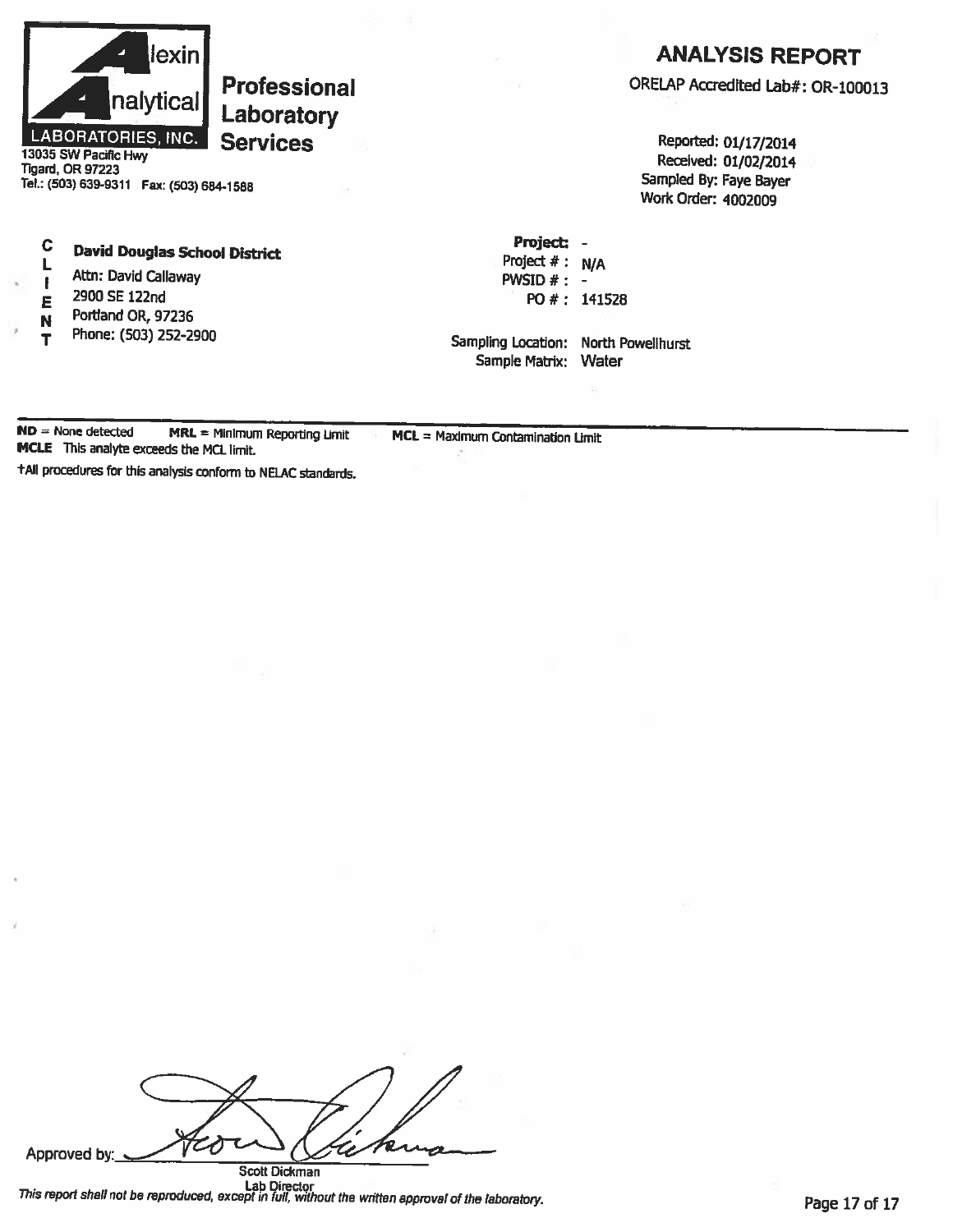**Alexin Analytical Laboratories, Inc.**

**Professional Laboratory Services**

13035 SW Pacific Hwy
Tigard, OR 97223
Tel.: (503) 639-9311 Fax: (503) 684-1588

## ANALYSIS REPORT

ORELAP Accredited Lab#: OR-100013

Reported: 01/17/2014
Received: 01/02/2014
Sampled By: Faye Bayer
Work Order: 4002009

**CLIENT**

**David Douglas School District**
Attn: David Callaway
2900 SE 122nd
Portland OR, 97236
Phone: (503) 252-2900

**Project:** -
Project # : N/A
PWSID # : -
PO # : 141528

Sampling Location: North Powellhurst
Sample Matrix: Water

**ND** = None detected **MRL** = Minimum Reporting Limit **MCL** = Maximum Contamination Limit
**MCLE** This analyte exceeds the MCL limit.

†All procedures for this analysis conform to NELAC standards.

Approved by: [signature]
Scott Dickman
Lab Director

*This report shall not be reproduced, except in full, without the written approval of the laboratory.*